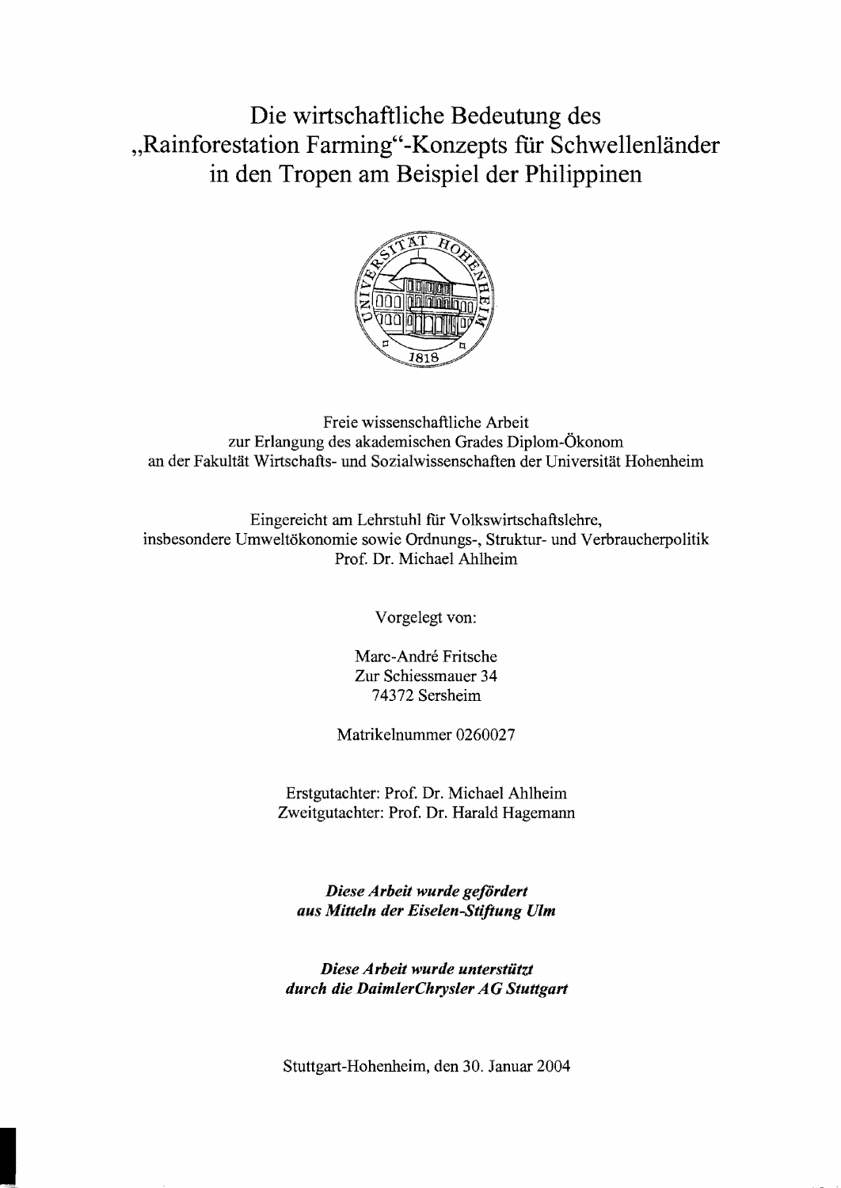# Die wirtschaftliche Bedeutung des „Rainforestation Farming"-Konzepts für Schwellenländer in den Tropen am Beispiel der Philippinen

Freie wissenschaftliche Arbeit
zur Erlangung des akademischen Grades Diplom-Ökonom
an der Fakultät Wirtschafts- und Sozialwissenschaften der Universität Hohenheim

Eingereicht am Lehrstuhl für Volkswirtschaftslehre,
insbesondere Umweltökonomie sowie Ordnungs-, Struktur- und Verbraucherpolitik
Prof. Dr. Michael Ahlheim

Vorgelegt von:

Marc-André Fritsche
Zur Schiessmauer 34
74372 Sersheim

Matrikelnummer 0260027

Erstgutachter: Prof. Dr. Michael Ahlheim
Zweitgutachter: Prof. Dr. Harald Hagemann

***Diese Arbeit wurde gefördert aus Mitteln der Eiselen-Stiftung Ulm***

***Diese Arbeit wurde unterstützt durch die DaimlerChrysler AG Stuttgart***

Stuttgart-Hohenheim, den 30. Januar 2004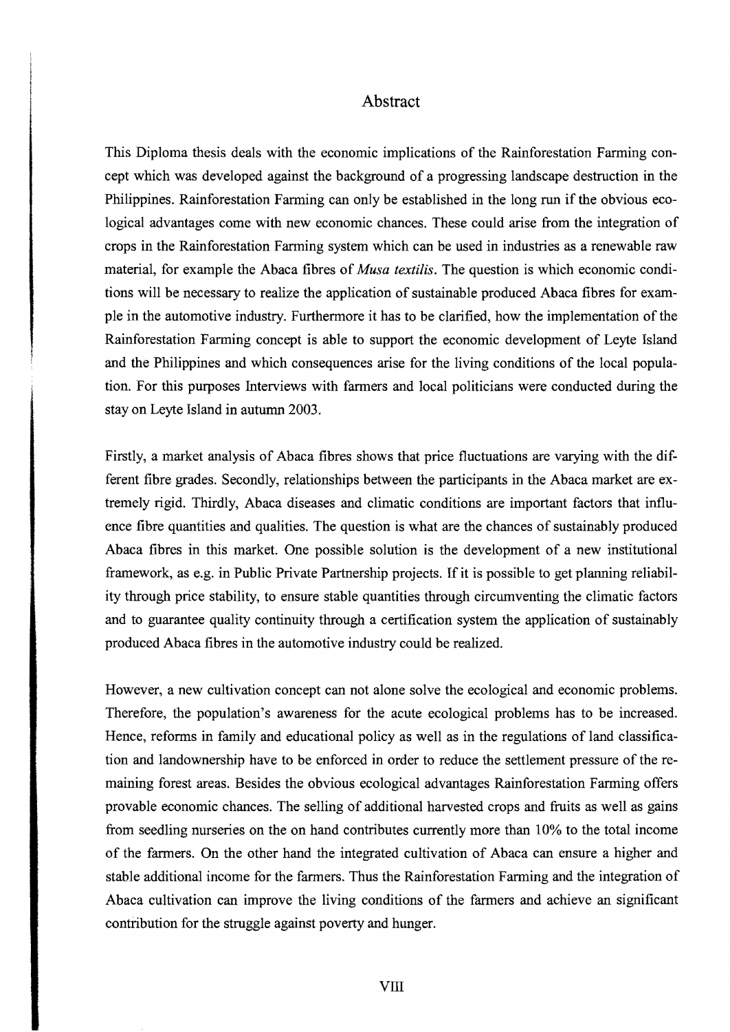# Abstract

This Diploma thesis deals with the economic implications of the Rainforestation Farming concept which was developed against the background of a progressing landscape destruction in the Philippines. Rainforestation Farming can only be established in the long run if the obvious ecological advantages come with new economic chances. These could arise from the integration of crops in the Rainforestation Farming system which can be used in industries as a renewable raw material, for example the Abaca fibres of *Musa textilis*. The question is which economic conditions will be necessary to realize the application of sustainable produced Abaca fibres for example in the automotive industry. Furthermore it has to be clarified, how the implementation of the Rainforestation Farming concept is able to support the economic development of Leyte Island and the Philippines and which consequences arise for the living conditions of the local population. For this purposes Interviews with farmers and local politicians were conducted during the stay on Leyte Island in autumn 2003.

Firstly, a market analysis of Abaca fibres shows that price fluctuations are varying with the different fibre grades. Secondly, relationships between the participants in the Abaca market are extremely rigid. Thirdly, Abaca diseases and climatic conditions are important factors that influence fibre quantities and qualities. The question is what are the chances of sustainably produced Abaca fibres in this market. One possible solution is the development of a new institutional framework, as e.g. in Public Private Partnership projects. If it is possible to get planning reliability through price stability, to ensure stable quantities through circumventing the climatic factors and to guarantee quality continuity through a certification system the application of sustainably produced Abaca fibres in the automotive industry could be realized.

However, a new cultivation concept can not alone solve the ecological and economic problems. Therefore, the population's awareness for the acute ecological problems has to be increased. Hence, reforms in family and educational policy as well as in the regulations of land classification and landownership have to be enforced in order to reduce the settlement pressure of the remaining forest areas. Besides the obvious ecological advantages Rainforestation Farming offers provable economic chances. The selling of additional harvested crops and fruits as well as gains from seedling nurseries on the on hand contributes currently more than 10% to the total income of the farmers. On the other hand the integrated cultivation of Abaca can ensure a higher and stable additional income for the farmers. Thus the Rainforestation Farming and the integration of Abaca cultivation can improve the living conditions of the farmers and achieve an significant contribution for the struggle against poverty and hunger.